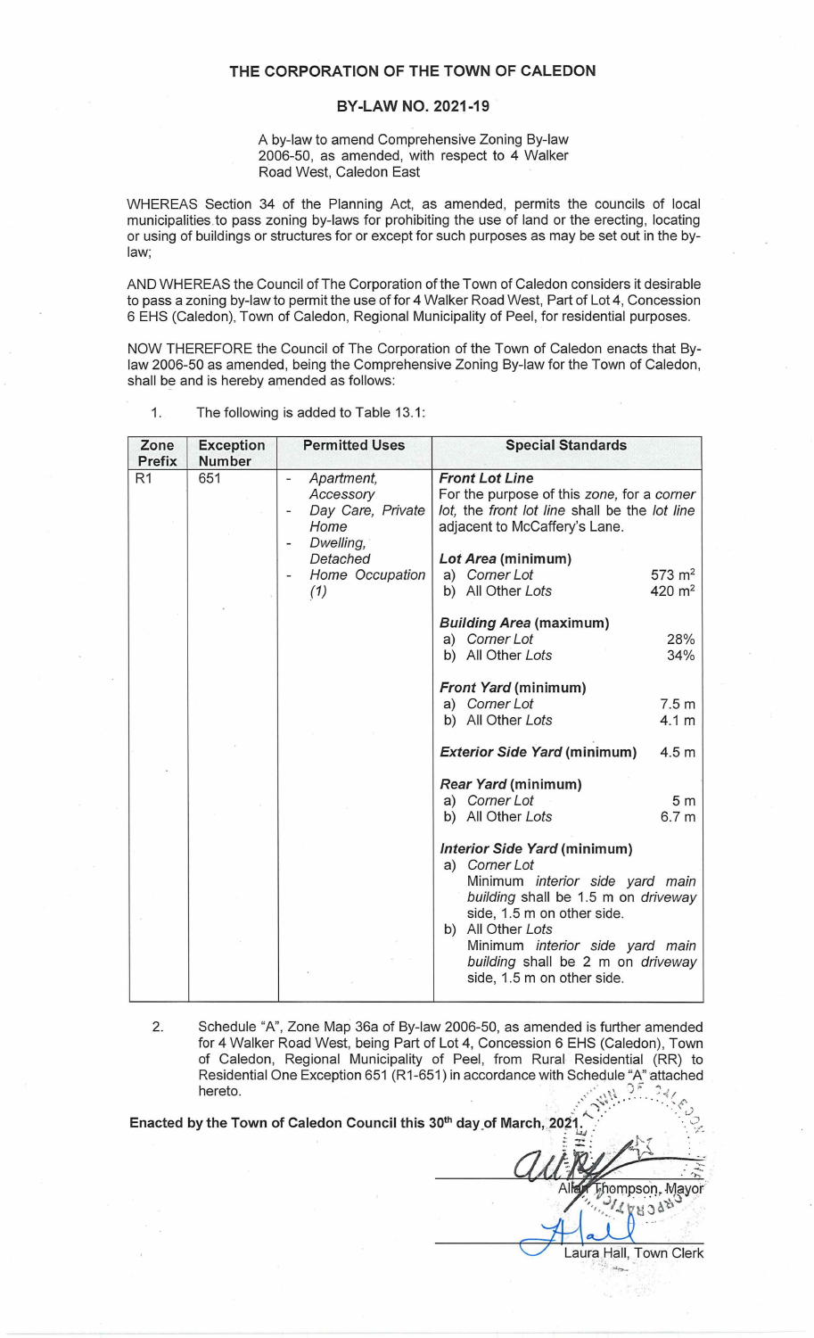# THE CORPORATION OF THE TOWN OF CALEDON

## BY-LAW NO. 2021-19

A by-law to amend Comprehensive Zoning By-law 2006-50, as amended, with respect to 4 Walker Road West, Caledon East

WHEREAS Section 34 of the Planning Act, as amended, permits the councils of local municipalities to pass zoning by-laws for prohibiting the use of land or the erecting, locating or using of buildings or structures for or except for such purposes as may be set out in the by-law;

AND WHEREAS the Council of The Corporation of the Town of Caledon considers it desirable to pass a zoning by-law to permit the use of for 4 Walker Road West, Part of Lot 4, Concession 6 EHS (Caledon), Town of Caledon, Regional Municipality of Peel, for residential purposes.

NOW THEREFORE the Council of The Corporation of the Town of Caledon enacts that By-law 2006-50 as amended, being the Comprehensive Zoning By-law for the Town of Caledon, shall be and is hereby amended as follows:

1. The following is added to Table 13.1:

| Zone Prefix | Exception Number | Permitted Uses | Special Standards |
|---|---|---|---|
| R1 | 651 | - *Apartment, Accessory*<br>- *Day Care, Private Home*<br>- *Dwelling, Detached*<br>- *Home Occupation (1)* | ***Front Lot Line***<br>For the purpose of this *zone*, for a *corner lot*, the *front lot line* shall be the *lot line* adjacent to McCaffery's Lane.<br><br>***Lot Area*** **(minimum)**<br>a) *Corner Lot* 573 m²<br>b) All Other *Lots* 420 m²<br><br>***Building Area*** **(maximum)**<br>a) *Corner Lot* 28%<br>b) All Other *Lots* 34%<br><br>***Front Yard*** **(minimum)**<br>a) *Corner Lot* 7.5 m<br>b) All Other *Lots* 4.1 m<br><br>***Exterior Side Yard*** **(minimum)** 4.5 m<br><br>***Rear Yard*** **(minimum)**<br>a) *Corner Lot* 5 m<br>b) All Other *Lots* 6.7 m<br><br>***Interior Side Yard*** **(minimum)**<br>a) *Corner Lot*<br>Minimum *interior side yard main building* shall be 1.5 m on *driveway* side, 1.5 m on other side.<br>b) All Other *Lots*<br>Minimum *interior side yard main building* shall be 2 m on *driveway* side, 1.5 m on other side. |

2. Schedule "A", Zone Map 36a of By-law 2006-50, as amended is further amended for 4 Walker Road West, being Part of Lot 4, Concession 6 EHS (Caledon), Town of Caledon, Regional Municipality of Peel, from Rural Residential (RR) to Residential One Exception 651 (R1-651) in accordance with Schedule "A" attached hereto.

**Enacted by the Town of Caledon Council this 30th day of March, 2021.**

Allan Thompson, Mayor

Laura Hall, Town Clerk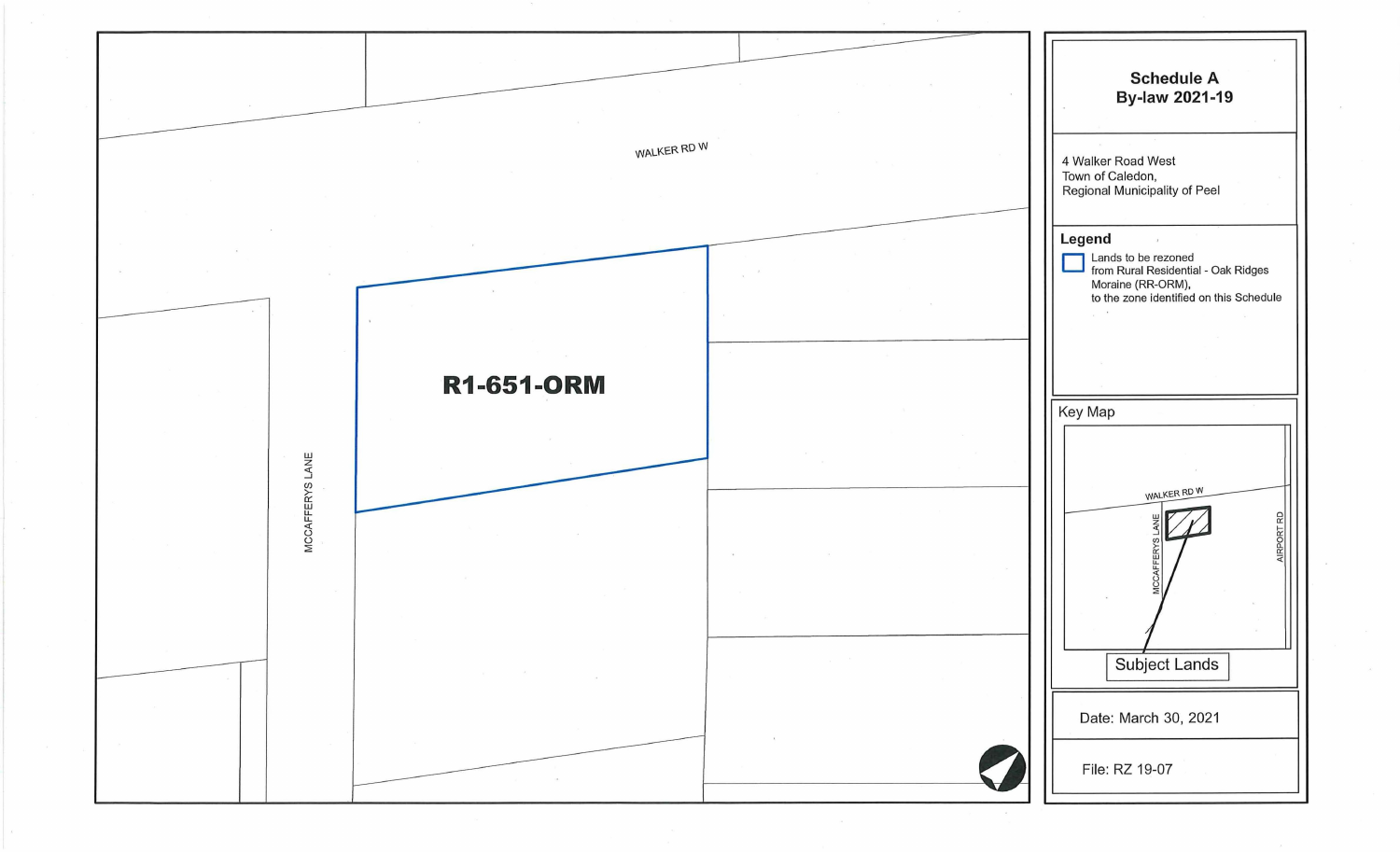WALKER RD W

R1-651-ORM

MCCAFFERYS LANE

# Schedule A
# By-law 2021-19

4 Walker Road West
Town of Caledon,
Regional Municipality of Peel

**Legend**

Lands to be rezoned from Rural Residential - Oak Ridges Moraine (RR-ORM), to the zone identified on this Schedule

Key Map

WALKER RD W

MCCAFFERYS LANE

AIRPORT RD

Subject Lands

Date: March 30, 2021

File: RZ 19-07